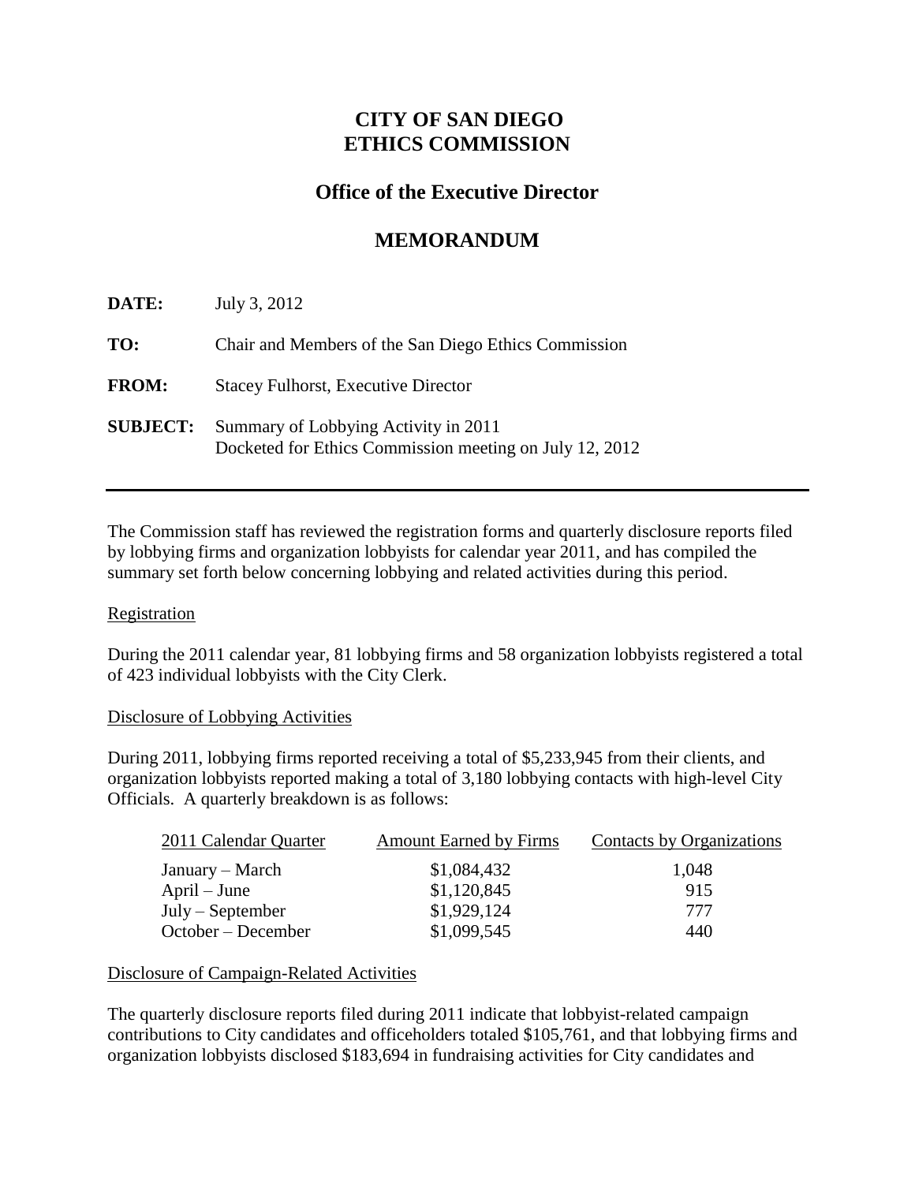# CITY OF SAN DIEGO
# ETHICS COMMISSION

## Office of the Executive Director

## MEMORANDUM

**DATE:** July 3, 2012

**TO:** Chair and Members of the San Diego Ethics Commission

**FROM:** Stacey Fulhorst, Executive Director

**SUBJECT:** Summary of Lobbying Activity in 2011
Docketed for Ethics Commission meeting on July 12, 2012

---

The Commission staff has reviewed the registration forms and quarterly disclosure reports filed by lobbying firms and organization lobbyists for calendar year 2011, and has compiled the summary set forth below concerning lobbying and related activities during this period.

Registration

During the 2011 calendar year, 81 lobbying firms and 58 organization lobbyists registered a total of 423 individual lobbyists with the City Clerk.

Disclosure of Lobbying Activities

During 2011, lobbying firms reported receiving a total of $5,233,945 from their clients, and organization lobbyists reported making a total of 3,180 lobbying contacts with high-level City Officials. A quarterly breakdown is as follows:

| 2011 Calendar Quarter | Amount Earned by Firms | Contacts by Organizations |
|---|---|---|
| January – March | $1,084,432 | 1,048 |
| April – June | $1,120,845 | 915 |
| July – September | $1,929,124 | 777 |
| October – December | $1,099,545 | 440 |

Disclosure of Campaign-Related Activities

The quarterly disclosure reports filed during 2011 indicate that lobbyist-related campaign contributions to City candidates and officeholders totaled $105,761, and that lobbying firms and organization lobbyists disclosed $183,694 in fundraising activities for City candidates and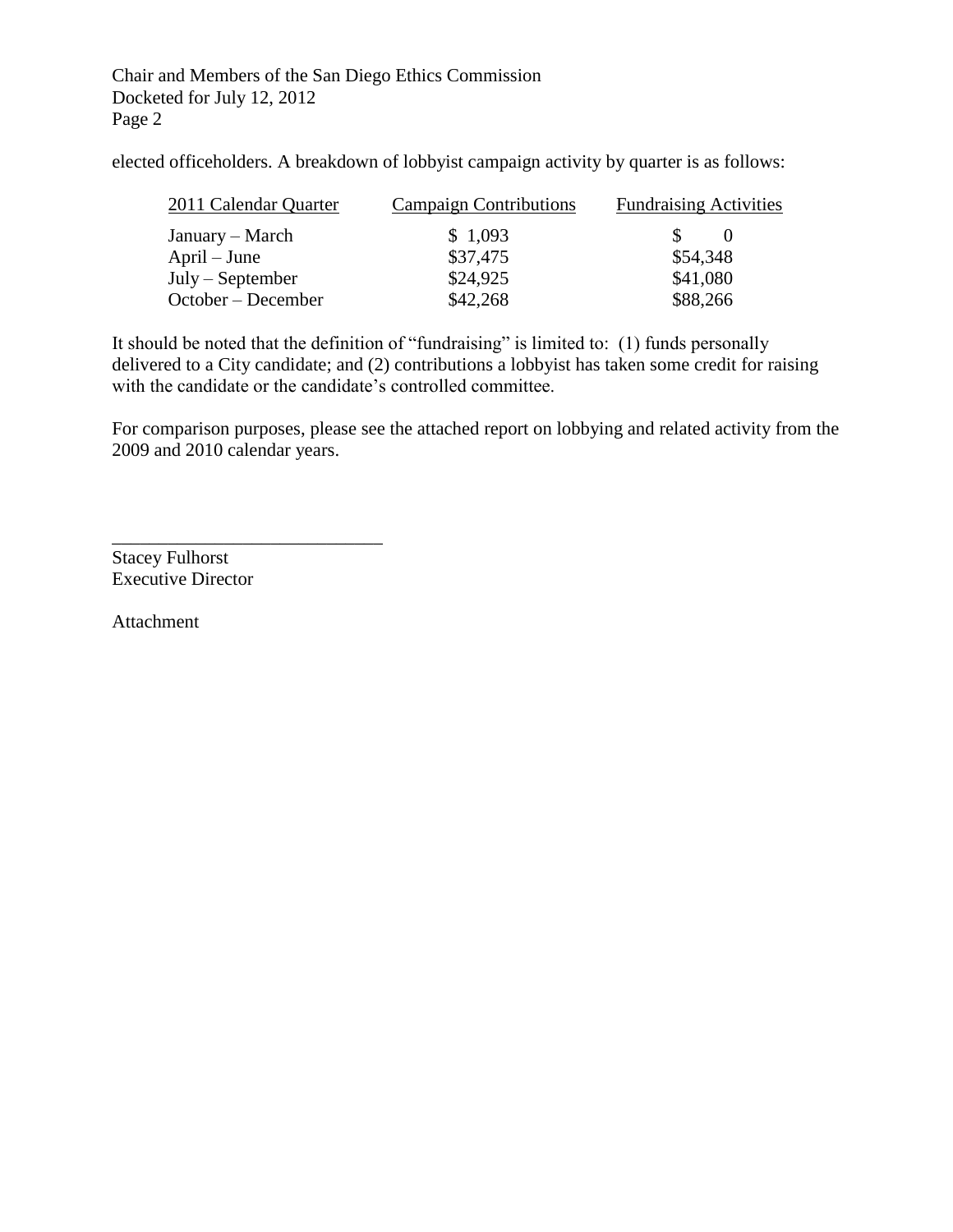elected officeholders. A breakdown of lobbyist campaign activity by quarter is as follows:

| 2011 Calendar Quarter | Campaign Contributions | Fundraising Activities |
| --- | --- | --- |
| January – March | $ 1,093 | $ 0 |
| April – June | $37,475 | $54,348 |
| July – September | $24,925 | $41,080 |
| October – December | $42,268 | $88,266 |

It should be noted that the definition of "fundraising" is limited to: (1) funds personally delivered to a City candidate; and (2) contributions a lobbyist has taken some credit for raising with the candidate or the candidate's controlled committee.

For comparison purposes, please see the attached report on lobbying and related activity from the 2009 and 2010 calendar years.

\_\_\_\_\_\_\_\_\_\_\_\_\_\_\_\_\_\_\_\_\_\_\_\_\_\_\_\_\_\_

Stacey Fulhorst
Executive Director

Attachment